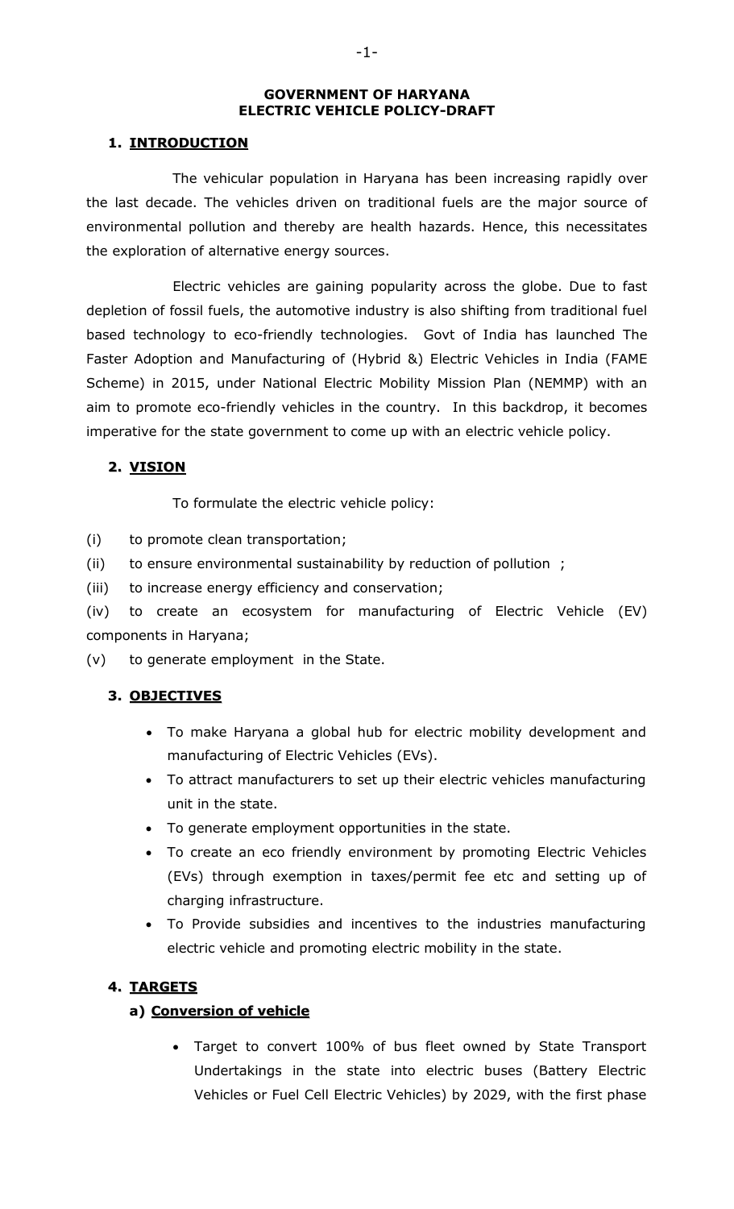**GOVERNMENT OF HARYANA**
**ELECTRIC VEHICLE POLICY-DRAFT**

## 1. INTRODUCTION

The vehicular population in Haryana has been increasing rapidly over the last decade. The vehicles driven on traditional fuels are the major source of environmental pollution and thereby are health hazards. Hence, this necessitates the exploration of alternative energy sources.

Electric vehicles are gaining popularity across the globe. Due to fast depletion of fossil fuels, the automotive industry is also shifting from traditional fuel based technology to eco-friendly technologies. Govt of India has launched The Faster Adoption and Manufacturing of (Hybrid &) Electric Vehicles in India (FAME Scheme) in 2015, under National Electric Mobility Mission Plan (NEMMP) with an aim to promote eco-friendly vehicles in the country. In this backdrop, it becomes imperative for the state government to come up with an electric vehicle policy.

## 2. VISION

To formulate the electric vehicle policy:

(i) to promote clean transportation;

(ii) to ensure environmental sustainability by reduction of pollution ;

(iii) to increase energy efficiency and conservation;

(iv) to create an ecosystem for manufacturing of Electric Vehicle (EV) components in Haryana;

(v) to generate employment in the State.

## 3. OBJECTIVES

- To make Haryana a global hub for electric mobility development and manufacturing of Electric Vehicles (EVs).
- To attract manufacturers to set up their electric vehicles manufacturing unit in the state.
- To generate employment opportunities in the state.
- To create an eco friendly environment by promoting Electric Vehicles (EVs) through exemption in taxes/permit fee etc and setting up of charging infrastructure.
- To Provide subsidies and incentives to the industries manufacturing electric vehicle and promoting electric mobility in the state.

## 4. TARGETS

### a) Conversion of vehicle

- Target to convert 100% of bus fleet owned by State Transport Undertakings in the state into electric buses (Battery Electric Vehicles or Fuel Cell Electric Vehicles) by 2029, with the first phase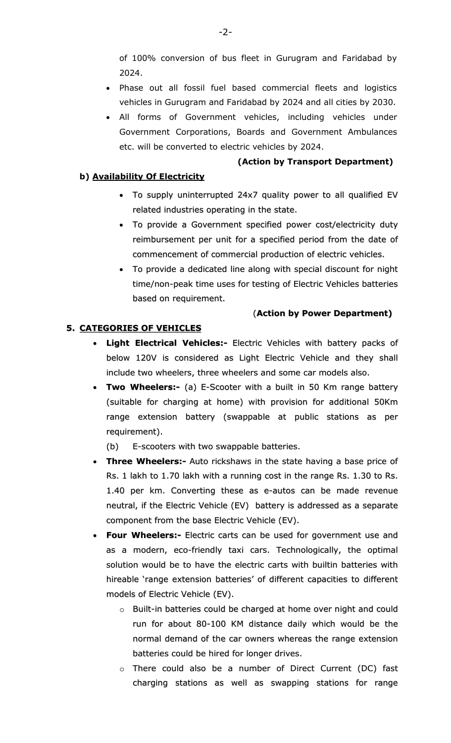of 100% conversion of bus fleet in Gurugram and Faridabad by 2024.

- Phase out all fossil fuel based commercial fleets and logistics vehicles in Gurugram and Faridabad by 2024 and all cities by 2030.
- All forms of Government vehicles, including vehicles under Government Corporations, Boards and Government Ambulances etc. will be converted to electric vehicles by 2024.

**(Action by Transport Department)**

**b) <u>Availability Of Electricity</u>**

- To supply uninterrupted 24x7 quality power to all qualified EV related industries operating in the state.
- To provide a Government specified power cost/electricity duty reimbursement per unit for a specified period from the date of commencement of commercial production of electric vehicles.
- To provide a dedicated line along with special discount for night time/non-peak time uses for testing of Electric Vehicles batteries based on requirement.

(**Action by Power Department)**

## 5. <u>CATEGORIES OF VEHICLES</u>

- **Light Electrical Vehicles:-** Electric Vehicles with battery packs of below 120V is considered as Light Electric Vehicle and they shall include two wheelers, three wheelers and some car models also.
- **Two Wheelers:-** (a) E-Scooter with a built in 50 Km range battery (suitable for charging at home) with provision for additional 50Km range extension battery (swappable at public stations as per requirement).

  (b) E-scooters with two swappable batteries.
- **Three Wheelers:-** Auto rickshaws in the state having a base price of Rs. 1 lakh to 1.70 lakh with a running cost in the range Rs. 1.30 to Rs. 1.40 per km. Converting these as e-autos can be made revenue neutral, if the Electric Vehicle (EV) battery is addressed as a separate component from the base Electric Vehicle (EV).
- **Four Wheelers:-** Electric carts can be used for government use and as a modern, eco-friendly taxi cars. Technologically, the optimal solution would be to have the electric carts with builtin batteries with hireable 'range extension batteries' of different capacities to different models of Electric Vehicle (EV).
  - Built-in batteries could be charged at home over night and could run for about 80-100 KM distance daily which would be the normal demand of the car owners whereas the range extension batteries could be hired for longer drives.
  - There could also be a number of Direct Current (DC) fast charging stations as well as swapping stations for range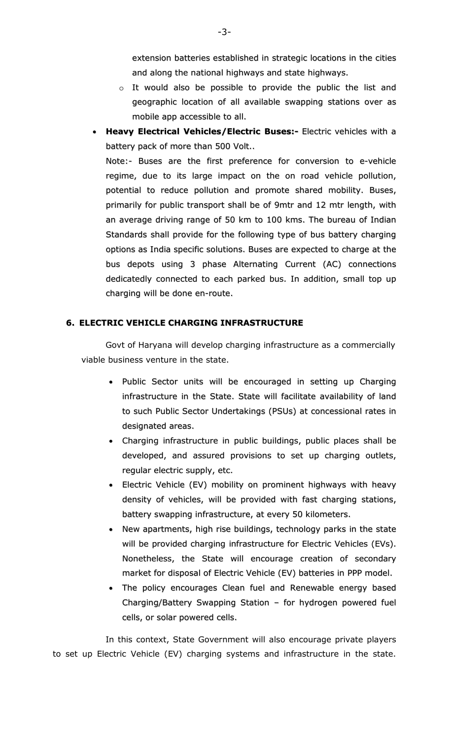extension batteries established in strategic locations in the cities and along the national highways and state highways.

  - It would also be possible to provide the public the list and geographic location of all available swapping stations over as mobile app accessible to all.

- **Heavy Electrical Vehicles/Electric Buses:-** Electric vehicles with a battery pack of more than 500 Volt..

  Note:- Buses are the first preference for conversion to e-vehicle regime, due to its large impact on the on road vehicle pollution, potential to reduce pollution and promote shared mobility. Buses, primarily for public transport shall be of 9mtr and 12 mtr length, with an average driving range of 50 km to 100 kms. The bureau of Indian Standards shall provide for the following type of bus battery charging options as India specific solutions. Buses are expected to charge at the bus depots using 3 phase Alternating Current (AC) connections dedicatedly connected to each parked bus. In addition, small top up charging will be done en-route.

## 6. ELECTRIC VEHICLE CHARGING INFRASTRUCTURE

Govt of Haryana will develop charging infrastructure as a commercially viable business venture in the state.

- Public Sector units will be encouraged in setting up Charging infrastructure in the State. State will facilitate availability of land to such Public Sector Undertakings (PSUs) at concessional rates in designated areas.
- Charging infrastructure in public buildings, public places shall be developed, and assured provisions to set up charging outlets, regular electric supply, etc.
- Electric Vehicle (EV) mobility on prominent highways with heavy density of vehicles, will be provided with fast charging stations, battery swapping infrastructure, at every 50 kilometers.
- New apartments, high rise buildings, technology parks in the state will be provided charging infrastructure for Electric Vehicles (EVs). Nonetheless, the State will encourage creation of secondary market for disposal of Electric Vehicle (EV) batteries in PPP model.
- The policy encourages Clean fuel and Renewable energy based Charging/Battery Swapping Station – for hydrogen powered fuel cells, or solar powered cells.

In this context, State Government will also encourage private players to set up Electric Vehicle (EV) charging systems and infrastructure in the state.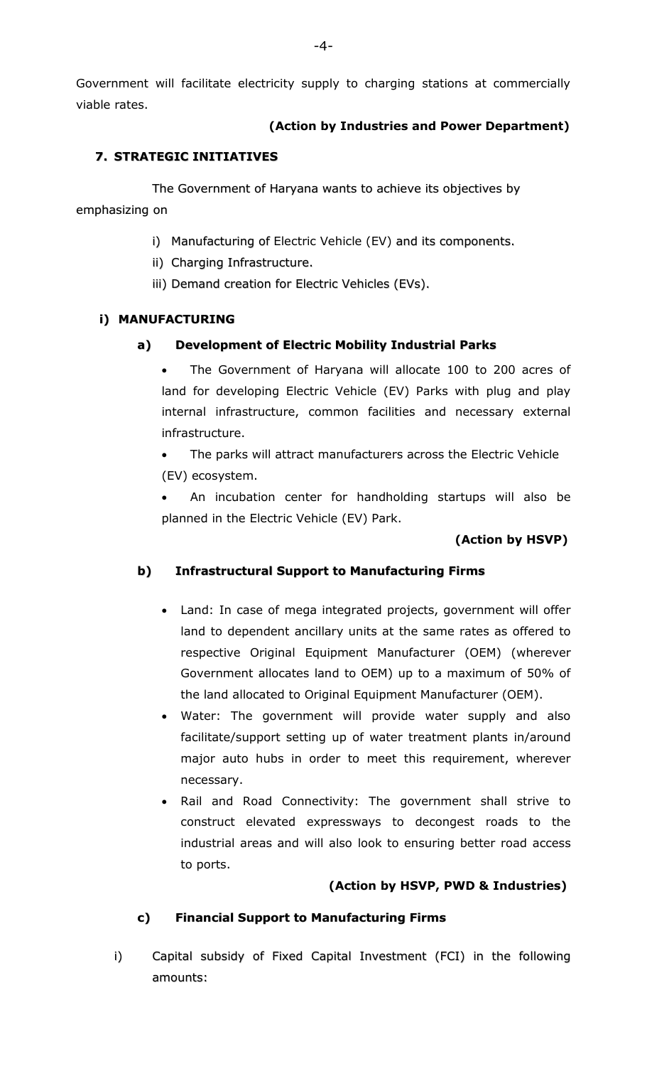Government will facilitate electricity supply to charging stations at commercially viable rates.

**(Action by Industries and Power Department)**

## 7. STRATEGIC INITIATIVES

The Government of Haryana wants to achieve its objectives by emphasizing on

i) Manufacturing of Electric Vehicle (EV) and its components.

ii) Charging Infrastructure.

iii) Demand creation for Electric Vehicles (EVs).

### i) MANUFACTURING

#### a) Development of Electric Mobility Industrial Parks

- The Government of Haryana will allocate 100 to 200 acres of land for developing Electric Vehicle (EV) Parks with plug and play internal infrastructure, common facilities and necessary external infrastructure.
- The parks will attract manufacturers across the Electric Vehicle (EV) ecosystem.
- An incubation center for handholding startups will also be planned in the Electric Vehicle (EV) Park.

**(Action by HSVP)**

#### b) Infrastructural Support to Manufacturing Firms

- Land: In case of mega integrated projects, government will offer land to dependent ancillary units at the same rates as offered to respective Original Equipment Manufacturer (OEM) (wherever Government allocates land to OEM) up to a maximum of 50% of the land allocated to Original Equipment Manufacturer (OEM).
- Water: The government will provide water supply and also facilitate/support setting up of water treatment plants in/around major auto hubs in order to meet this requirement, wherever necessary.
- Rail and Road Connectivity: The government shall strive to construct elevated expressways to decongest roads to the industrial areas and will also look to ensuring better road access to ports.

**(Action by HSVP, PWD & Industries)**

#### c) Financial Support to Manufacturing Firms

i) Capital subsidy of Fixed Capital Investment (FCI) in the following amounts: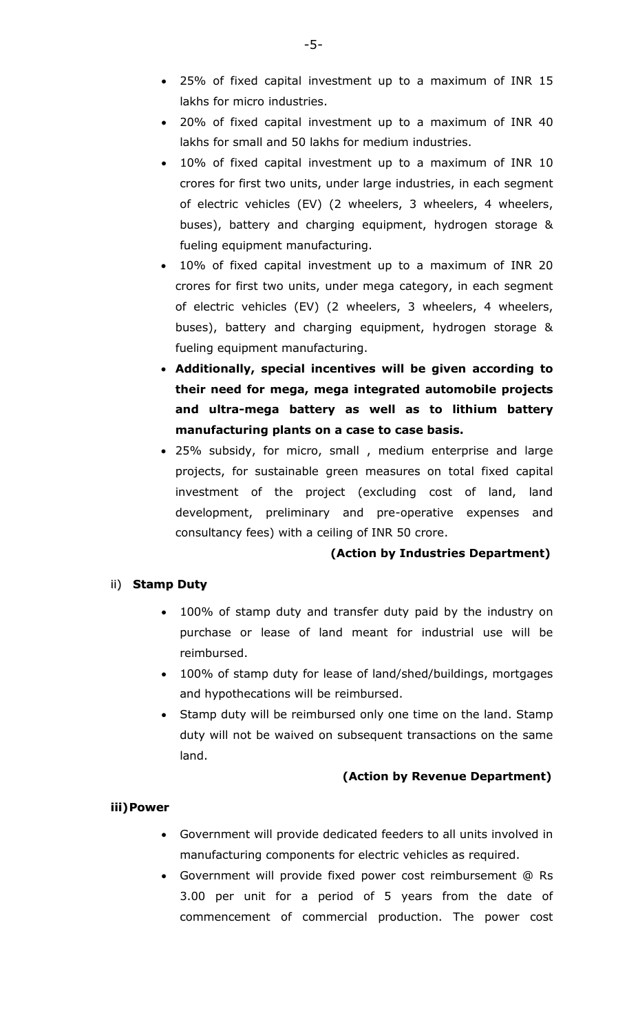- 25% of fixed capital investment up to a maximum of INR 15 lakhs for micro industries.
- 20% of fixed capital investment up to a maximum of INR 40 lakhs for small and 50 lakhs for medium industries.
- 10% of fixed capital investment up to a maximum of INR 10 crores for first two units, under large industries, in each segment of electric vehicles (EV) (2 wheelers, 3 wheelers, 4 wheelers, buses), battery and charging equipment, hydrogen storage & fueling equipment manufacturing.
- 10% of fixed capital investment up to a maximum of INR 20 crores for first two units, under mega category, in each segment of electric vehicles (EV) (2 wheelers, 3 wheelers, 4 wheelers, buses), battery and charging equipment, hydrogen storage & fueling equipment manufacturing.
- **Additionally, special incentives will be given according to their need for mega, mega integrated automobile projects and ultra-mega battery as well as to lithium battery manufacturing plants on a case to case basis.**
- 25% subsidy, for micro, small , medium enterprise and large projects, for sustainable green measures on total fixed capital investment of the project (excluding cost of land, land development, preliminary and pre-operative expenses and consultancy fees) with a ceiling of INR 50 crore.

**(Action by Industries Department)**

ii) **Stamp Duty**

- 100% of stamp duty and transfer duty paid by the industry on purchase or lease of land meant for industrial use will be reimbursed.
- 100% of stamp duty for lease of land/shed/buildings, mortgages and hypothecations will be reimbursed.
- Stamp duty will be reimbursed only one time on the land. Stamp duty will not be waived on subsequent transactions on the same land.

**(Action by Revenue Department)**

**iii) Power**

- Government will provide dedicated feeders to all units involved in manufacturing components for electric vehicles as required.
- Government will provide fixed power cost reimbursement @ Rs 3.00 per unit for a period of 5 years from the date of commencement of commercial production. The power cost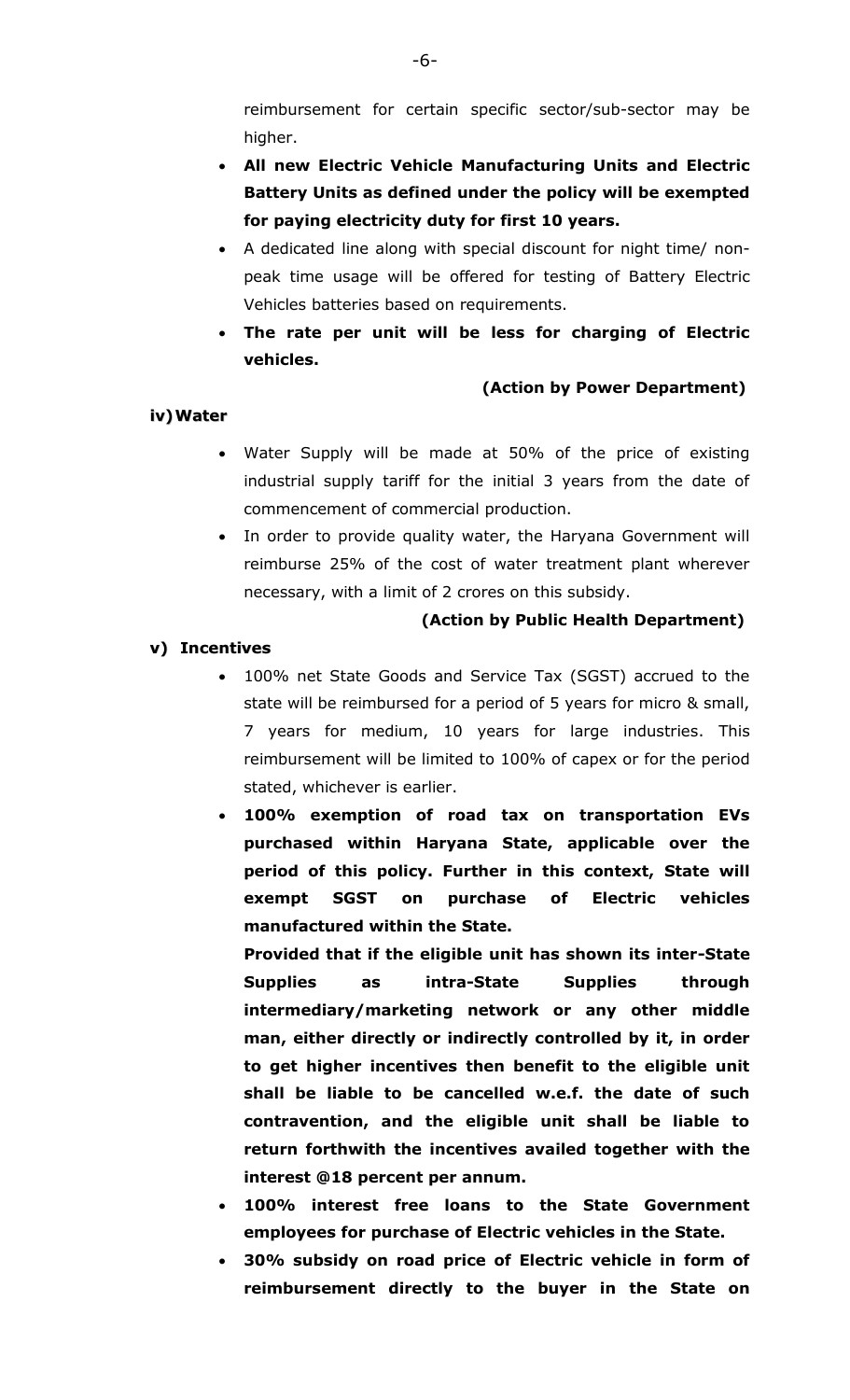reimbursement for certain specific sector/sub-sector may be higher.

- **All new Electric Vehicle Manufacturing Units and Electric Battery Units as defined under the policy will be exempted for paying electricity duty for first 10 years.**
- A dedicated line along with special discount for night time/ non-peak time usage will be offered for testing of Battery Electric Vehicles batteries based on requirements.
- **The rate per unit will be less for charging of Electric vehicles.**

**(Action by Power Department)**

**iv) Water**

- Water Supply will be made at 50% of the price of existing industrial supply tariff for the initial 3 years from the date of commencement of commercial production.
- In order to provide quality water, the Haryana Government will reimburse 25% of the cost of water treatment plant wherever necessary, with a limit of 2 crores on this subsidy.

**(Action by Public Health Department)**

**v) Incentives**

- 100% net State Goods and Service Tax (SGST) accrued to the state will be reimbursed for a period of 5 years for micro & small, 7 years for medium, 10 years for large industries. This reimbursement will be limited to 100% of capex or for the period stated, whichever is earlier.
- **100% exemption of road tax on transportation EVs purchased within Haryana State, applicable over the period of this policy. Further in this context, State will exempt SGST on purchase of Electric vehicles manufactured within the State.**

  **Provided that if the eligible unit has shown its inter-State Supplies as intra-State Supplies through intermediary/marketing network or any other middle man, either directly or indirectly controlled by it, in order to get higher incentives then benefit to the eligible unit shall be liable to be cancelled w.e.f. the date of such contravention, and the eligible unit shall be liable to return forthwith the incentives availed together with the interest @18 percent per annum.**
- **100% interest free loans to the State Government employees for purchase of Electric vehicles in the State.**
- **30% subsidy on road price of Electric vehicle in form of reimbursement directly to the buyer in the State on**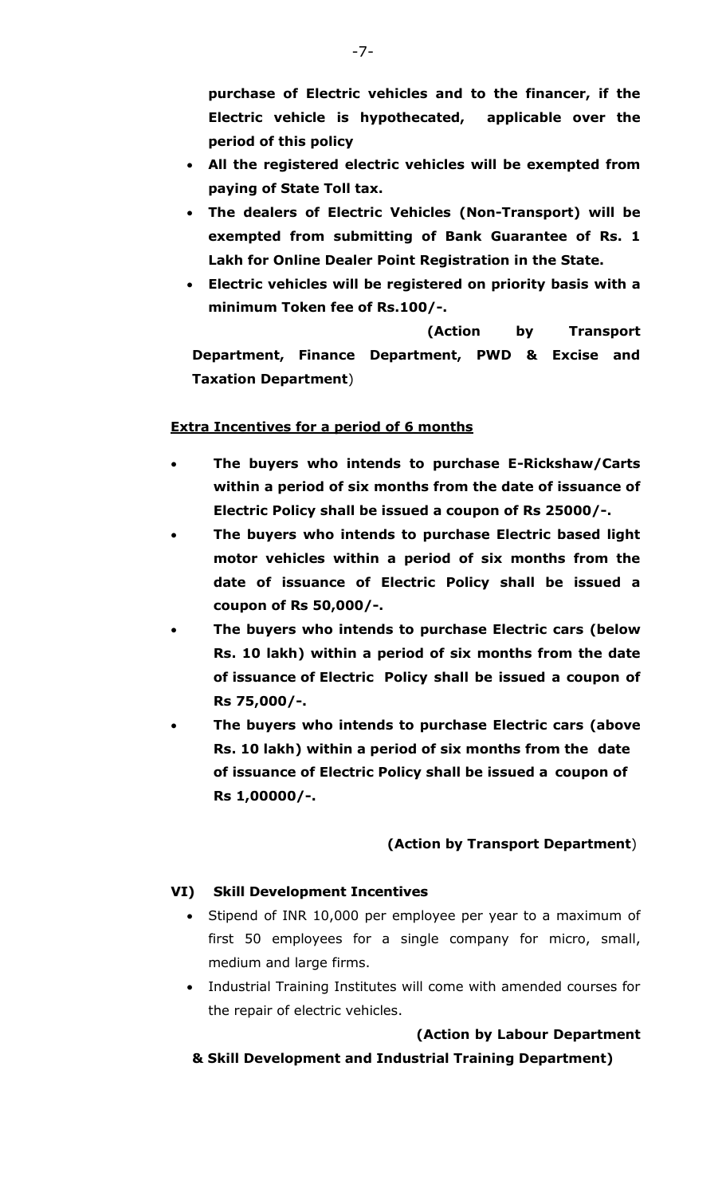**purchase of Electric vehicles and to the financer, if the Electric vehicle is hypothecated, applicable over the period of this policy**

- **All the registered electric vehicles will be exempted from paying of State Toll tax.**
- **The dealers of Electric Vehicles (Non-Transport) will be exempted from submitting of Bank Guarantee of Rs. 1 Lakh for Online Dealer Point Registration in the State.**
- **Electric vehicles will be registered on priority basis with a minimum Token fee of Rs.100/-.**

**(Action by Transport Department, Finance Department, PWD & Excise and Taxation Department**)

**Extra Incentives for a period of 6 months**

- **The buyers who intends to purchase E-Rickshaw/Carts within a period of six months from the date of issuance of Electric Policy shall be issued a coupon of Rs 25000/-.**
- **The buyers who intends to purchase Electric based light motor vehicles within a period of six months from the date of issuance of Electric Policy shall be issued a coupon of Rs 50,000/-.**
- **The buyers who intends to purchase Electric cars (below Rs. 10 lakh) within a period of six months from the date of issuance of Electric Policy shall be issued a coupon of Rs 75,000/-.**
- **The buyers who intends to purchase Electric cars (above Rs. 10 lakh) within a period of six months from the date of issuance of Electric Policy shall be issued a coupon of Rs 1,00000/-.**

**(Action by Transport Department**)

### VI) Skill Development Incentives

- Stipend of INR 10,000 per employee per year to a maximum of first 50 employees for a single company for micro, small, medium and large firms.
- Industrial Training Institutes will come with amended courses for the repair of electric vehicles.

**(Action by Labour Department & Skill Development and Industrial Training Department)**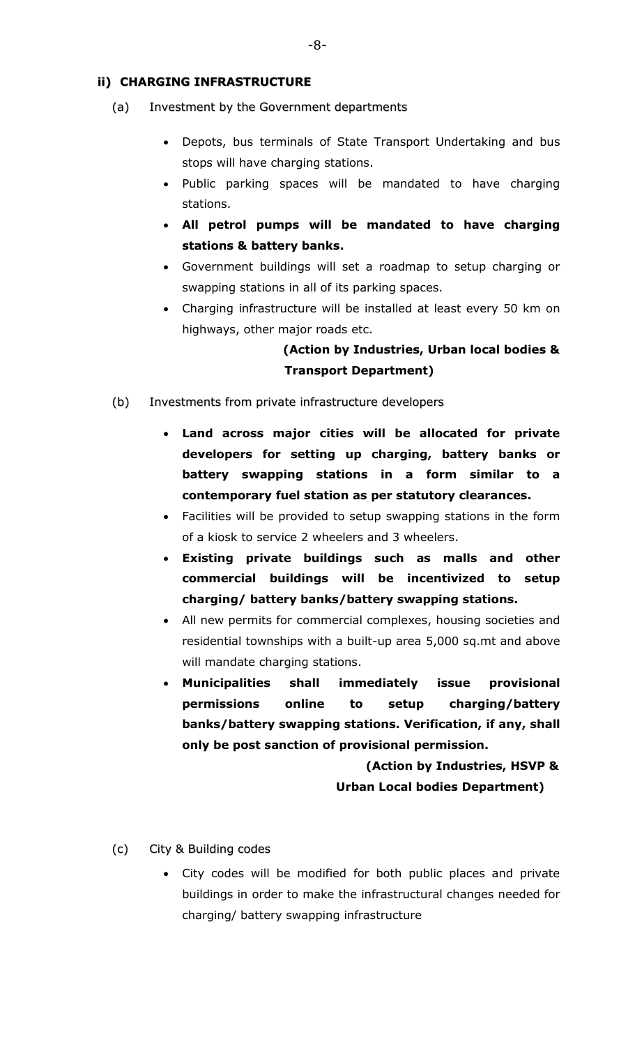## ii) CHARGING INFRASTRUCTURE

(a) Investment by the Government departments

- Depots, bus terminals of State Transport Undertaking and bus stops will have charging stations.
- Public parking spaces will be mandated to have charging stations.
- **All petrol pumps will be mandated to have charging stations & battery banks.**
- Government buildings will set a roadmap to setup charging or swapping stations in all of its parking spaces.
- Charging infrastructure will be installed at least every 50 km on highways, other major roads etc.

**(Action by Industries, Urban local bodies & Transport Department)**

(b) Investments from private infrastructure developers

- **Land across major cities will be allocated for private developers for setting up charging, battery banks or battery swapping stations in a form similar to a contemporary fuel station as per statutory clearances.**
- Facilities will be provided to setup swapping stations in the form of a kiosk to service 2 wheelers and 3 wheelers.
- **Existing private buildings such as malls and other commercial buildings will be incentivized to setup charging/ battery banks/battery swapping stations.**
- All new permits for commercial complexes, housing societies and residential townships with a built-up area 5,000 sq.mt and above will mandate charging stations.
- **Municipalities shall immediately issue provisional permissions online to setup charging/battery banks/battery swapping stations. Verification, if any, shall only be post sanction of provisional permission.**

**(Action by Industries, HSVP & Urban Local bodies Department)**

(c) City & Building codes

- City codes will be modified for both public places and private buildings in order to make the infrastructural changes needed for charging/ battery swapping infrastructure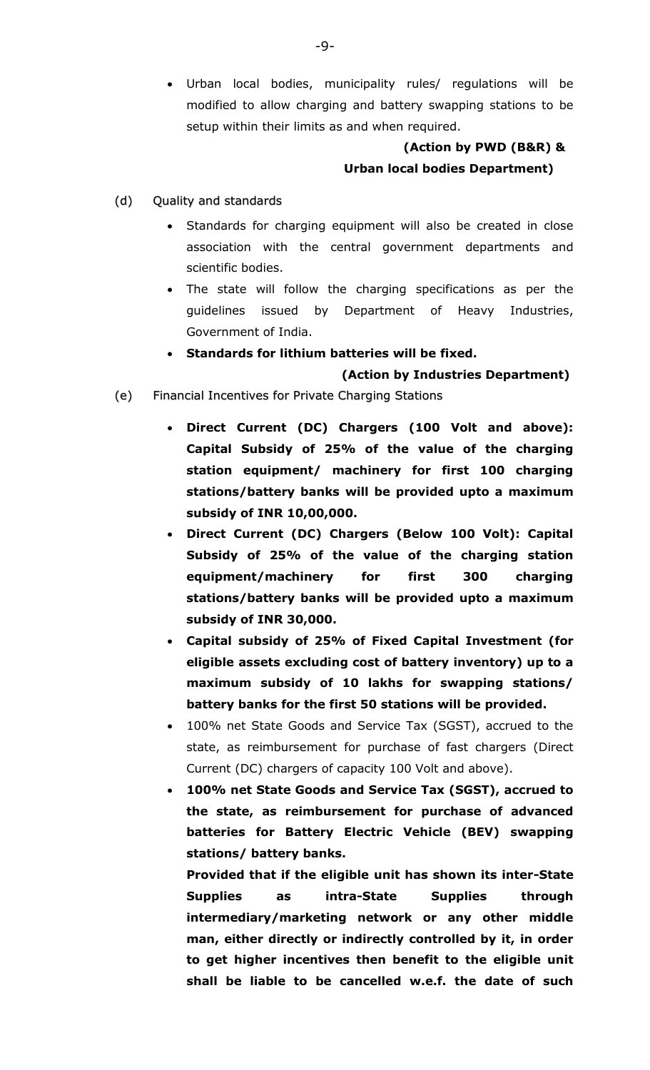- Urban local bodies, municipality rules/ regulations will be modified to allow charging and battery swapping stations to be setup within their limits as and when required.

**(Action by PWD (B&R) & Urban local bodies Department)**

(d) Quality and standards

- Standards for charging equipment will also be created in close association with the central government departments and scientific bodies.
- The state will follow the charging specifications as per the guidelines issued by Department of Heavy Industries, Government of India.
- **Standards for lithium batteries will be fixed.**

**(Action by Industries Department)**

(e) Financial Incentives for Private Charging Stations

- **Direct Current (DC) Chargers (100 Volt and above): Capital Subsidy of 25% of the value of the charging station equipment/ machinery for first 100 charging stations/battery banks will be provided upto a maximum subsidy of INR 10,00,000.**
- **Direct Current (DC) Chargers (Below 100 Volt): Capital Subsidy of 25% of the value of the charging station equipment/machinery for first 300 charging stations/battery banks will be provided upto a maximum subsidy of INR 30,000.**
- **Capital subsidy of 25% of Fixed Capital Investment (for eligible assets excluding cost of battery inventory) up to a maximum subsidy of 10 lakhs for swapping stations/ battery banks for the first 50 stations will be provided.**
- 100% net State Goods and Service Tax (SGST), accrued to the state, as reimbursement for purchase of fast chargers (Direct Current (DC) chargers of capacity 100 Volt and above).
- **100% net State Goods and Service Tax (SGST), accrued to the state, as reimbursement for purchase of advanced batteries for Battery Electric Vehicle (BEV) swapping stations/ battery banks.**

  **Provided that if the eligible unit has shown its inter-State Supplies as intra-State Supplies through intermediary/marketing network or any other middle man, either directly or indirectly controlled by it, in order to get higher incentives then benefit to the eligible unit shall be liable to be cancelled w.e.f. the date of such**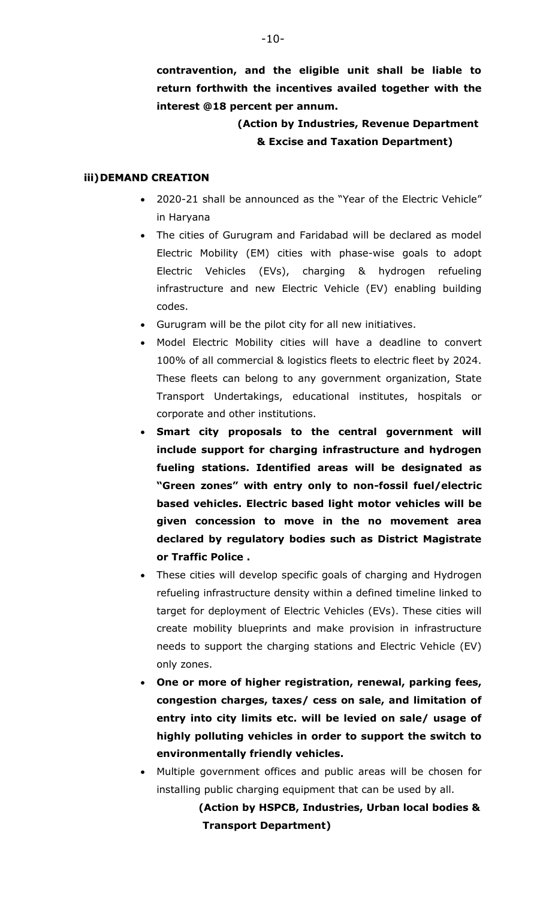**contravention, and the eligible unit shall be liable to return forthwith the incentives availed together with the interest @18 percent per annum.**

**(Action by Industries, Revenue Department & Excise and Taxation Department)**

### iii) DEMAND CREATION

- 2020-21 shall be announced as the "Year of the Electric Vehicle" in Haryana
- The cities of Gurugram and Faridabad will be declared as model Electric Mobility (EM) cities with phase-wise goals to adopt Electric Vehicles (EVs), charging & hydrogen refueling infrastructure and new Electric Vehicle (EV) enabling building codes.
- Gurugram will be the pilot city for all new initiatives.
- Model Electric Mobility cities will have a deadline to convert 100% of all commercial & logistics fleets to electric fleet by 2024. These fleets can belong to any government organization, State Transport Undertakings, educational institutes, hospitals or corporate and other institutions.
- **Smart city proposals to the central government will include support for charging infrastructure and hydrogen fueling stations. Identified areas will be designated as "Green zones" with entry only to non-fossil fuel/electric based vehicles. Electric based light motor vehicles will be given concession to move in the no movement area declared by regulatory bodies such as District Magistrate or Traffic Police .**
- These cities will develop specific goals of charging and Hydrogen refueling infrastructure density within a defined timeline linked to target for deployment of Electric Vehicles (EVs). These cities will create mobility blueprints and make provision in infrastructure needs to support the charging stations and Electric Vehicle (EV) only zones.
- **One or more of higher registration, renewal, parking fees, congestion charges, taxes/ cess on sale, and limitation of entry into city limits etc. will be levied on sale/ usage of highly polluting vehicles in order to support the switch to environmentally friendly vehicles.**
- Multiple government offices and public areas will be chosen for installing public charging equipment that can be used by all.

**(Action by HSPCB, Industries, Urban local bodies & Transport Department)**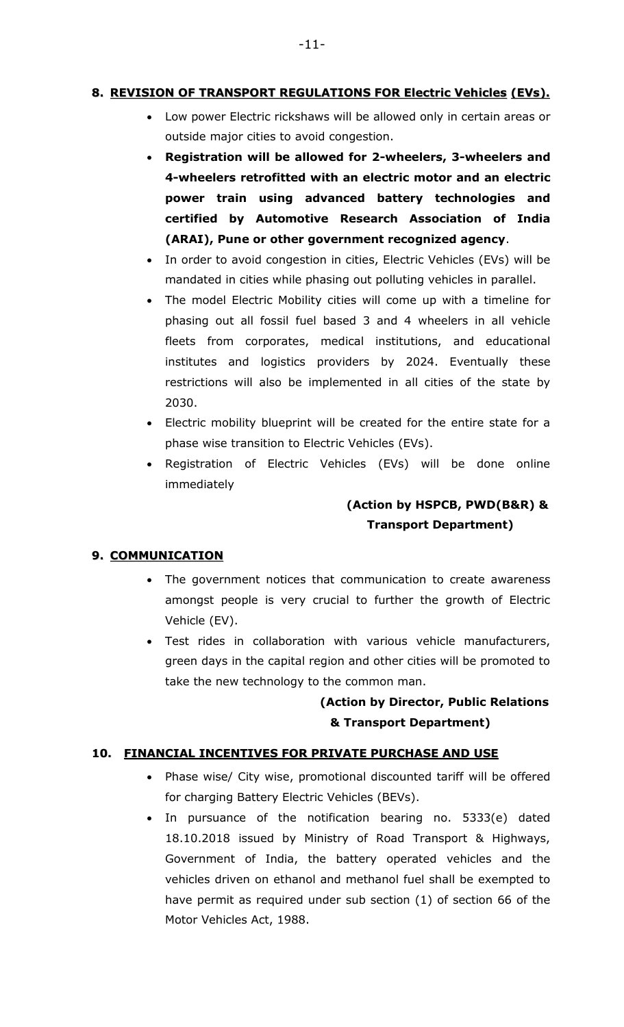## 8. REVISION OF TRANSPORT REGULATIONS FOR Electric Vehicles (EVs).

- Low power Electric rickshaws will be allowed only in certain areas or outside major cities to avoid congestion.
- **Registration will be allowed for 2-wheelers, 3-wheelers and 4-wheelers retrofitted with an electric motor and an electric power train using advanced battery technologies and certified by Automotive Research Association of India (ARAI), Pune or other government recognized agency**.
- In order to avoid congestion in cities, Electric Vehicles (EVs) will be mandated in cities while phasing out polluting vehicles in parallel.
- The model Electric Mobility cities will come up with a timeline for phasing out all fossil fuel based 3 and 4 wheelers in all vehicle fleets from corporates, medical institutions, and educational institutes and logistics providers by 2024. Eventually these restrictions will also be implemented in all cities of the state by 2030.
- Electric mobility blueprint will be created for the entire state for a phase wise transition to Electric Vehicles (EVs).
- Registration of Electric Vehicles (EVs) will be done online immediately

**(Action by HSPCB, PWD(B&R) & Transport Department)**

## 9. COMMUNICATION

- The government notices that communication to create awareness amongst people is very crucial to further the growth of Electric Vehicle (EV).
- Test rides in collaboration with various vehicle manufacturers, green days in the capital region and other cities will be promoted to take the new technology to the common man.

**(Action by Director, Public Relations & Transport Department)**

## 10. FINANCIAL INCENTIVES FOR PRIVATE PURCHASE AND USE

- Phase wise/ City wise, promotional discounted tariff will be offered for charging Battery Electric Vehicles (BEVs).
- In pursuance of the notification bearing no. 5333(e) dated 18.10.2018 issued by Ministry of Road Transport & Highways, Government of India, the battery operated vehicles and the vehicles driven on ethanol and methanol fuel shall be exempted to have permit as required under sub section (1) of section 66 of the Motor Vehicles Act, 1988.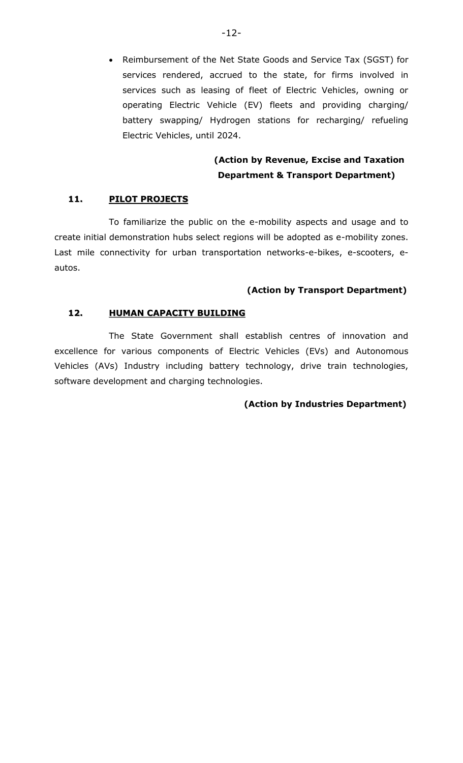- Reimbursement of the Net State Goods and Service Tax (SGST) for services rendered, accrued to the state, for firms involved in services such as leasing of fleet of Electric Vehicles, owning or operating Electric Vehicle (EV) fleets and providing charging/ battery swapping/ Hydrogen stations for recharging/ refueling Electric Vehicles, until 2024.

**(Action by Revenue, Excise and Taxation Department & Transport Department)**

## 11. PILOT PROJECTS

To familiarize the public on the e-mobility aspects and usage and to create initial demonstration hubs select regions will be adopted as e-mobility zones. Last mile connectivity for urban transportation networks-e-bikes, e-scooters, e-autos.

**(Action by Transport Department)**

## 12. HUMAN CAPACITY BUILDING

The State Government shall establish centres of innovation and excellence for various components of Electric Vehicles (EVs) and Autonomous Vehicles (AVs) Industry including battery technology, drive train technologies, software development and charging technologies.

**(Action by Industries Department)**